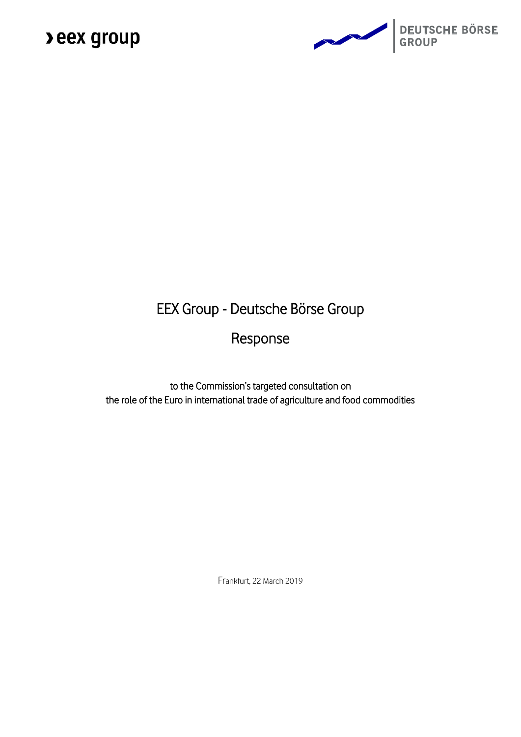› eex group

DEUTSCHE BÖRSE GROUP

# EEX Group - Deutsche Börse Group

## Response

to the Commission's targeted consultation on
the role of the Euro in international trade of agriculture and food commodities

Frankfurt, 22 March 2019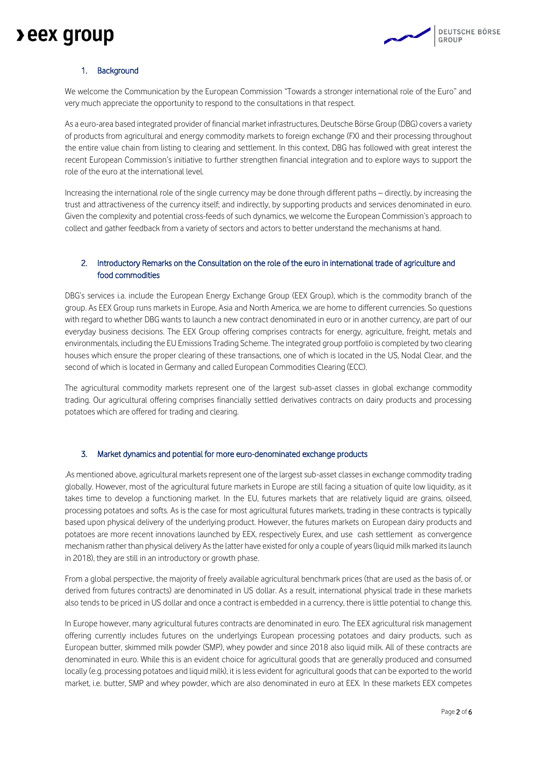## 1. Background

We welcome the Communication by the European Commission "Towards a stronger international role of the Euro" and very much appreciate the opportunity to respond to the consultations in that respect.

As a euro-area based integrated provider of financial market infrastructures, Deutsche Börse Group (DBG) covers a variety of products from agricultural and energy commodity markets to foreign exchange (FX) and their processing throughout the entire value chain from listing to clearing and settlement. In this context, DBG has followed with great interest the recent European Commission's initiative to further strengthen financial integration and to explore ways to support the role of the euro at the international level.

Increasing the international role of the single currency may be done through different paths – directly, by increasing the trust and attractiveness of the currency itself; and indirectly, by supporting products and services denominated in euro. Given the complexity and potential cross-feeds of such dynamics, we welcome the European Commission's approach to collect and gather feedback from a variety of sectors and actors to better understand the mechanisms at hand.

## 2. Introductory Remarks on the Consultation on the role of the euro in international trade of agriculture and food commodities

DBG's services i.a. include the European Energy Exchange Group (EEX Group), which is the commodity branch of the group. As EEX Group runs markets in Europe, Asia and North America, we are home to different currencies. So questions with regard to whether DBG wants to launch a new contract denominated in euro or in another currency, are part of our everyday business decisions. The EEX Group offering comprises contracts for energy, agriculture, freight, metals and environmentals, including the EU Emissions Trading Scheme. The integrated group portfolio is completed by two clearing houses which ensure the proper clearing of these transactions, one of which is located in the US, Nodal Clear, and the second of which is located in Germany and called European Commodities Clearing (ECC).

The agricultural commodity markets represent one of the largest sub-asset classes in global exchange commodity trading. Our agricultural offering comprises financially settled derivatives contracts on dairy products and processing potatoes which are offered for trading and clearing.

## 3. Market dynamics and potential for more euro-denominated exchange products

.As mentioned above, agricultural markets represent one of the largest sub-asset classes in exchange commodity trading globally. However, most of the agricultural future markets in Europe are still facing a situation of quite low liquidity, as it takes time to develop a functioning market. In the EU, futures markets that are relatively liquid are grains, oilseed, processing potatoes and softs. As is the case for most agricultural futures markets, trading in these contracts is typically based upon physical delivery of the underlying product. However, the futures markets on European dairy products and potatoes are more recent innovations launched by EEX, respectively Eurex, and use cash settlement as convergence mechanism rather than physical delivery As the latter have existed for only a couple of years (liquid milk marked its launch in 2018), they are still in an introductory or growth phase.

From a global perspective, the majority of freely available agricultural benchmark prices (that are used as the basis of, or derived from futures contracts) are denominated in US dollar. As a result, international physical trade in these markets also tends to be priced in US dollar and once a contract is embedded in a currency, there is little potential to change this.

In Europe however, many agricultural futures contracts are denominated in euro. The EEX agricultural risk management offering currently includes futures on the underlyings European processing potatoes and dairy products, such as European butter, skimmed milk powder (SMP), whey powder and since 2018 also liquid milk. All of these contracts are denominated in euro. While this is an evident choice for agricultural goods that are generally produced and consumed locally (e.g. processing potatoes and liquid milk), it is less evident for agricultural goods that can be exported to the world market, i.e. butter, SMP and whey powder, which are also denominated in euro at EEX. In these markets EEX competes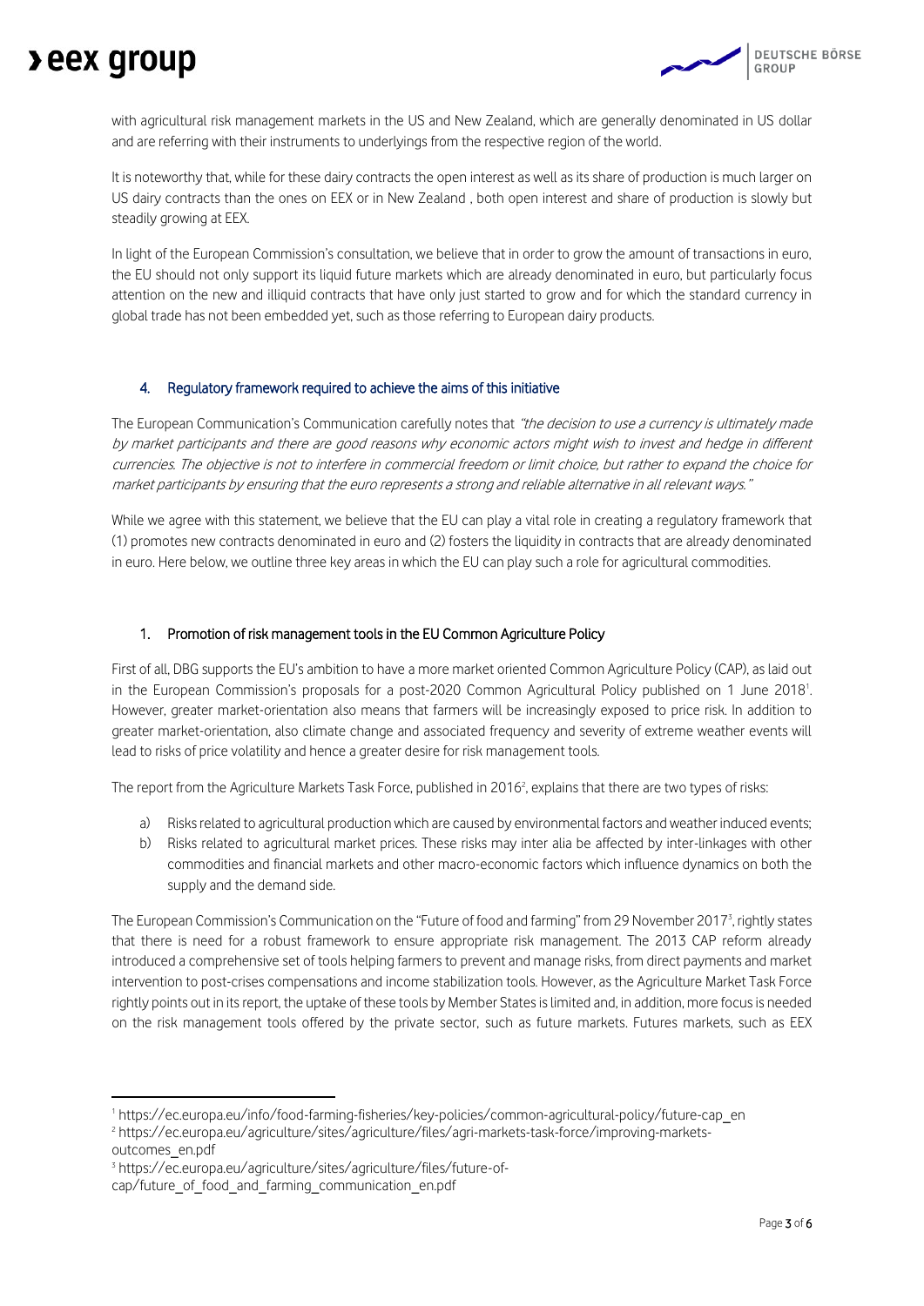with agricultural risk management markets in the US and New Zealand, which are generally denominated in US dollar and are referring with their instruments to underlyings from the respective region of the world.

It is noteworthy that, while for these dairy contracts the open interest as well as its share of production is much larger on US dairy contracts than the ones on EEX or in New Zealand , both open interest and share of production is slowly but steadily growing at EEX.

In light of the European Commission's consultation, we believe that in order to grow the amount of transactions in euro, the EU should not only support its liquid future markets which are already denominated in euro, but particularly focus attention on the new and illiquid contracts that have only just started to grow and for which the standard currency in global trade has not been embedded yet, such as those referring to European dairy products.

## 4. Regulatory framework required to achieve the aims of this initiative

The European Communication's Communication carefully notes that *"the decision to use a currency is ultimately made by market participants and there are good reasons why economic actors might wish to invest and hedge in different currencies. The objective is not to interfere in commercial freedom or limit choice, but rather to expand the choice for market participants by ensuring that the euro represents a strong and reliable alternative in all relevant ways."*

While we agree with this statement, we believe that the EU can play a vital role in creating a regulatory framework that (1) promotes new contracts denominated in euro and (2) fosters the liquidity in contracts that are already denominated in euro. Here below, we outline three key areas in which the EU can play such a role for agricultural commodities.

### 1. Promotion of risk management tools in the EU Common Agriculture Policy

First of all, DBG supports the EU's ambition to have a more market oriented Common Agriculture Policy (CAP), as laid out in the European Commission's proposals for a post-2020 Common Agricultural Policy published on 1 June 2018[1]. However, greater market-orientation also means that farmers will be increasingly exposed to price risk. In addition to greater market-orientation, also climate change and associated frequency and severity of extreme weather events will lead to risks of price volatility and hence a greater desire for risk management tools.

The report from the Agriculture Markets Task Force, published in 2016[2], explains that there are two types of risks:

a) Risks related to agricultural production which are caused by environmental factors and weather induced events;
b) Risks related to agricultural market prices. These risks may inter alia be affected by inter-linkages with other commodities and financial markets and other macro-economic factors which influence dynamics on both the supply and the demand side.

The European Commission's Communication on the "Future of food and farming" from 29 November 2017[3], rightly states that there is need for a robust framework to ensure appropriate risk management. The 2013 CAP reform already introduced a comprehensive set of tools helping farmers to prevent and manage risks, from direct payments and market intervention to post-crises compensations and income stabilization tools. However, as the Agriculture Market Task Force rightly points out in its report, the uptake of these tools by Member States is limited and, in addition, more focus is needed on the risk management tools offered by the private sector, such as future markets. Futures markets, such as EEX

---

[1] https://ec.europa.eu/info/food-farming-fisheries/key-policies/common-agricultural-policy/future-cap_en

[2] https://ec.europa.eu/agriculture/sites/agriculture/files/agri-markets-task-force/improving-markets-outcomes_en.pdf

[3] https://ec.europa.eu/agriculture/sites/agriculture/files/future-of-cap/future_of_food_and_farming_communication_en.pdf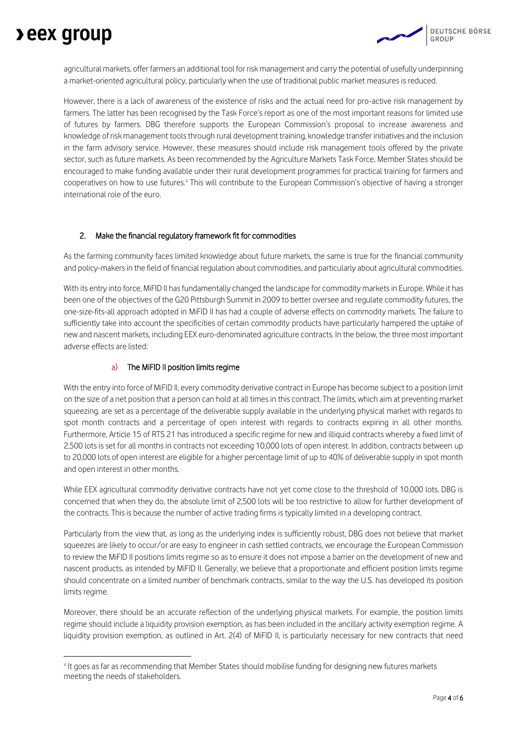agricultural markets, offer farmers an additional tool for risk management and carry the potential of usefully underpinning a market-oriented agricultural policy, particularly when the use of traditional public market measures is reduced.

However, there is a lack of awareness of the existence of risks and the actual need for pro-active risk management by farmers. The latter has been recognised by the Task Force's report as one of the most important reasons for limited use of futures by farmers. DBG therefore supports the European Commission's proposal to increase awareness and knowledge of risk management tools through rural development training, knowledge transfer initiatives and the inclusion in the farm advisory service. However, these measures should include risk management tools offered by the private sector, such as future markets. As been recommended by the Agriculture Markets Task Force, Member States should be encouraged to make funding available under their rural development programmes for practical training for farmers and cooperatives on how to use futures.[4] This will contribute to the European Commission's objective of having a stronger international role of the euro.

## 2. Make the financial regulatory framework fit for commodities

As the farming community faces limited knowledge about future markets, the same is true for the financial community and policy-makers in the field of financial regulation about commodities, and particularly about agricultural commodities.

With its entry into force, MiFID II has fundamentally changed the landscape for commodity markets in Europe. While it has been one of the objectives of the G20 Pittsburgh Summit in 2009 to better oversee and regulate commodity futures, the one-size-fits-all approach adopted in MiFID II has had a couple of adverse effects on commodity markets. The failure to sufficiently take into account the specificities of certain commodity products have particularly hampered the uptake of new and nascent markets, including EEX euro-denominated agriculture contracts. In the below, the three most important adverse effects are listed:

### a) The MiFID II position limits regime

With the entry into force of MiFID II, every commodity derivative contract in Europe has become subject to a position limit on the size of a net position that a person can hold at all times in this contract. The limits, which aim at preventing market squeezing, are set as a percentage of the deliverable supply available in the underlying physical market with regards to spot month contracts and a percentage of open interest with regards to contracts expiring in all other months. Furthermore, Article 15 of RTS 21 has introduced a specific regime for new and illiquid contracts whereby a fixed limit of 2,500 lots is set for all months in contracts not exceeding 10,000 lots of open interest. In addition, contracts between up to 20,000 lots of open interest are eligible for a higher percentage limit of up to 40% of deliverable supply in spot month and open interest in other months.

While EEX agricultural commodity derivative contracts have not yet come close to the threshold of 10,000 lots, DBG is concerned that when they do, the absolute limit of 2,500 lots will be too restrictive to allow for further development of the contracts. This is because the number of active trading firms is typically limited in a developing contract.

Particularly from the view that, as long as the underlying index is sufficiently robust, DBG does not believe that market squeezes are likely to occur/or are easy to engineer in cash settled contracts, we encourage the European Commission to review the MiFID II positions limits regime so as to ensure it does not impose a barrier on the development of new and nascent products, as intended by MiFID II. Generally, we believe that a proportionate and efficient position limits regime should concentrate on a limited number of benchmark contracts, similar to the way the U.S. has developed its position limits regime.

Moreover, there should be an accurate reflection of the underlying physical markets. For example, the position limits regime should include a liquidity provision exemption, as has been included in the ancillary activity exemption regime. A liquidity provision exemption, as outlined in Art. 2(4) of MiFID II, is particularly necessary for new contracts that need

[4] It goes as far as recommending that Member States should mobilise funding for designing new futures markets meeting the needs of stakeholders.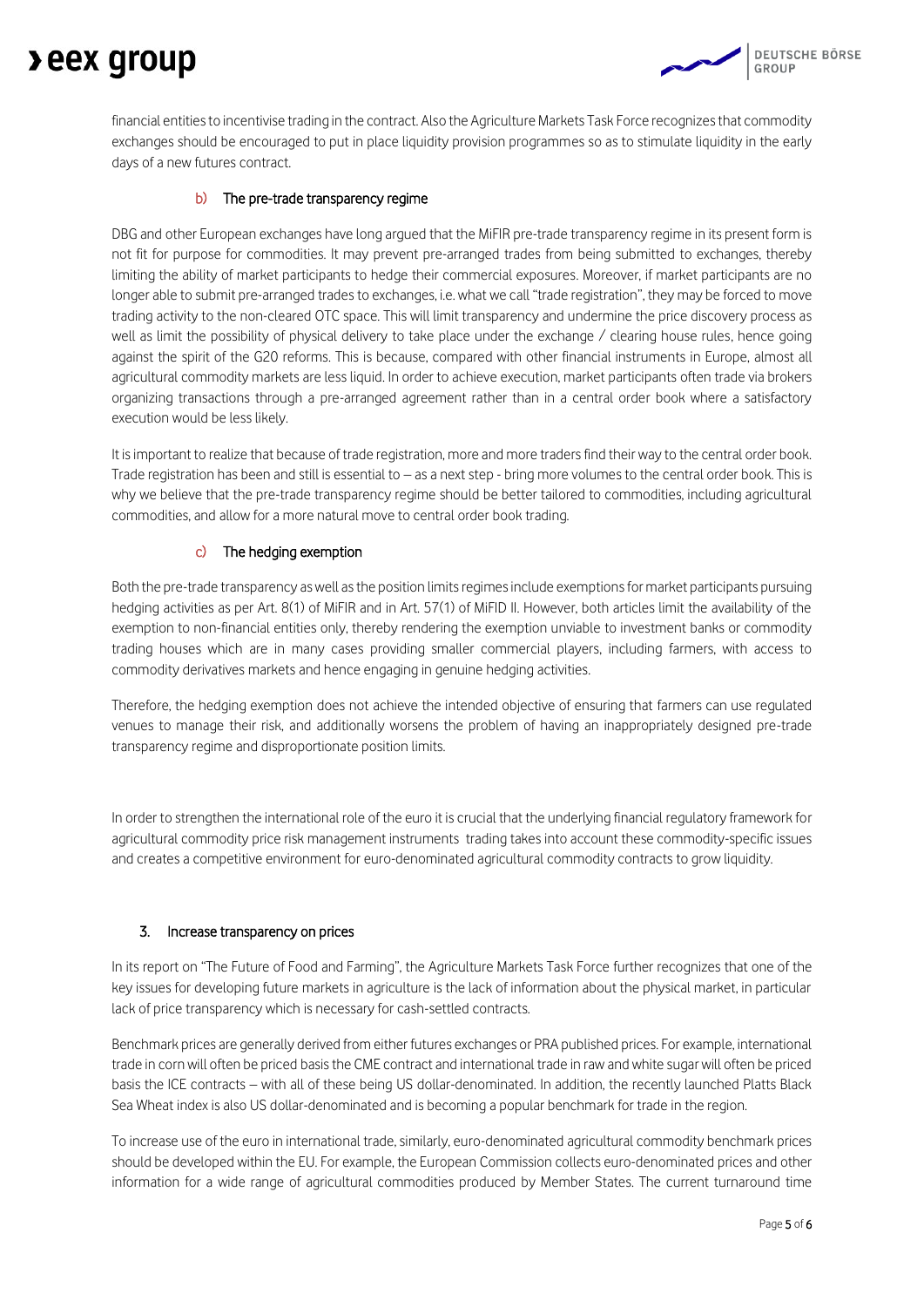financial entities to incentivise trading in the contract. Also the Agriculture Markets Task Force recognizes that commodity exchanges should be encouraged to put in place liquidity provision programmes so as to stimulate liquidity in the early days of a new futures contract.

### b) The pre-trade transparency regime

DBG and other European exchanges have long argued that the MiFIR pre-trade transparency regime in its present form is not fit for purpose for commodities. It may prevent pre-arranged trades from being submitted to exchanges, thereby limiting the ability of market participants to hedge their commercial exposures. Moreover, if market participants are no longer able to submit pre-arranged trades to exchanges, i.e. what we call "trade registration", they may be forced to move trading activity to the non-cleared OTC space. This will limit transparency and undermine the price discovery process as well as limit the possibility of physical delivery to take place under the exchange / clearing house rules, hence going against the spirit of the G20 reforms. This is because, compared with other financial instruments in Europe, almost all agricultural commodity markets are less liquid. In order to achieve execution, market participants often trade via brokers organizing transactions through a pre-arranged agreement rather than in a central order book where a satisfactory execution would be less likely.

It is important to realize that because of trade registration, more and more traders find their way to the central order book. Trade registration has been and still is essential to – as a next step - bring more volumes to the central order book. This is why we believe that the pre-trade transparency regime should be better tailored to commodities, including agricultural commodities, and allow for a more natural move to central order book trading.

### c) The hedging exemption

Both the pre-trade transparency as well as the position limits regimes include exemptions for market participants pursuing hedging activities as per Art. 8(1) of MiFIR and in Art. 57(1) of MiFID II. However, both articles limit the availability of the exemption to non-financial entities only, thereby rendering the exemption unviable to investment banks or commodity trading houses which are in many cases providing smaller commercial players, including farmers, with access to commodity derivatives markets and hence engaging in genuine hedging activities.

Therefore, the hedging exemption does not achieve the intended objective of ensuring that farmers can use regulated venues to manage their risk, and additionally worsens the problem of having an inappropriately designed pre-trade transparency regime and disproportionate position limits.

In order to strengthen the international role of the euro it is crucial that the underlying financial regulatory framework for agricultural commodity price risk management instruments trading takes into account these commodity-specific issues and creates a competitive environment for euro-denominated agricultural commodity contracts to grow liquidity.

## 3. Increase transparency on prices

In its report on "The Future of Food and Farming", the Agriculture Markets Task Force further recognizes that one of the key issues for developing future markets in agriculture is the lack of information about the physical market, in particular lack of price transparency which is necessary for cash-settled contracts.

Benchmark prices are generally derived from either futures exchanges or PRA published prices. For example, international trade in corn will often be priced basis the CME contract and international trade in raw and white sugar will often be priced basis the ICE contracts – with all of these being US dollar-denominated. In addition, the recently launched Platts Black Sea Wheat index is also US dollar-denominated and is becoming a popular benchmark for trade in the region.

To increase use of the euro in international trade, similarly, euro-denominated agricultural commodity benchmark prices should be developed within the EU. For example, the European Commission collects euro-denominated prices and other information for a wide range of agricultural commodities produced by Member States. The current turnaround time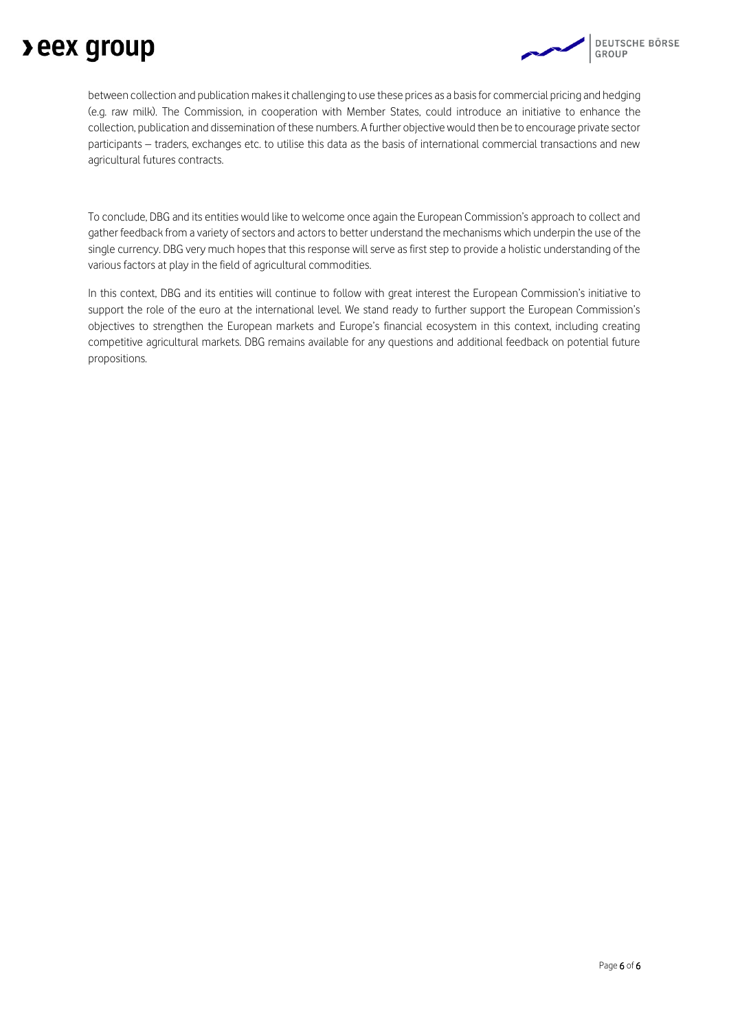between collection and publication makes it challenging to use these prices as a basis for commercial pricing and hedging (e.g. raw milk). The Commission, in cooperation with Member States, could introduce an initiative to enhance the collection, publication and dissemination of these numbers. A further objective would then be to encourage private sector participants – traders, exchanges etc. to utilise this data as the basis of international commercial transactions and new agricultural futures contracts.

To conclude, DBG and its entities would like to welcome once again the European Commission's approach to collect and gather feedback from a variety of sectors and actors to better understand the mechanisms which underpin the use of the single currency. DBG very much hopes that this response will serve as first step to provide a holistic understanding of the various factors at play in the field of agricultural commodities.

In this context, DBG and its entities will continue to follow with great interest the European Commission's initiative to support the role of the euro at the international level. We stand ready to further support the European Commission's objectives to strengthen the European markets and Europe's financial ecosystem in this context, including creating competitive agricultural markets. DBG remains available for any questions and additional feedback on potential future propositions.